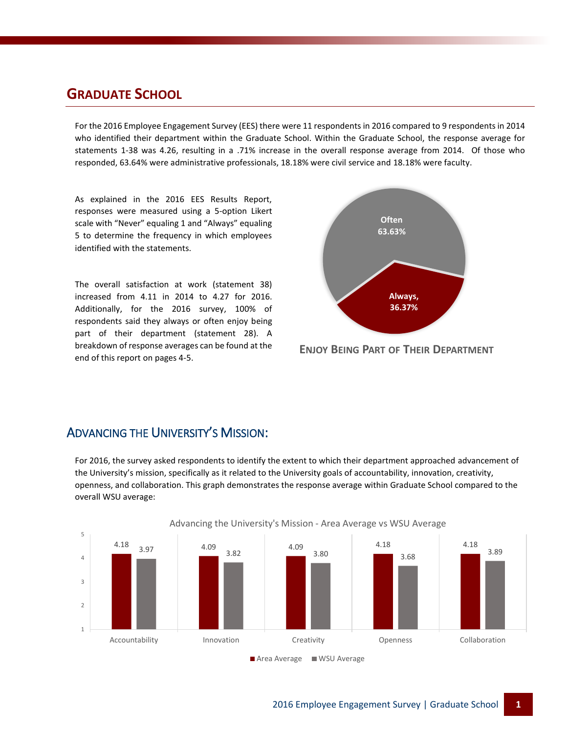# GRADUATE SCHOOL

For the 2016 Employee Engagement Survey (EES) there were 11 respondents in 2016 compared to 9 respondents in 2014 who identified their department within the Graduate School. Within the Graduate School, the response average for statements 1-38 was 4.26, resulting in a .71% increase in the overall response average from 2014. Of those who responded, 63.64% were administrative professionals, 18.18% were civil service and 18.18% were faculty.

As explained in the 2016 EES Results Report, responses were measured using a 5-option Likert scale with "Never" equaling 1 and "Always" equaling 5 to determine the frequency in which employees identified with the statements.

The overall satisfaction at work (statement 38) increased from 4.11 in 2014 to 4.27 for 2016. Additionally, for the 2016 survey, 100% of respondents said they always or often enjoy being part of their department (statement 28). A breakdown of response averages can be found at the end of this report on pages 4-5.

| Response | Percentage |
|---|---|
| Often | 63.63% |
| Always | 36.37% |

**ENJOY BEING PART OF THEIR DEPARTMENT**

## ADVANCING THE UNIVERSITY'S MISSION:

For 2016, the survey asked respondents to identify the extent to which their department approached advancement of the University's mission, specifically as it related to the University goals of accountability, innovation, creativity, openness, and collaboration. This graph demonstrates the response average within Graduate School compared to the overall WSU average:

Advancing the University's Mission - Area Average vs WSU Average

| | Area Average | WSU Average |
|---|---|---|
| Accountability | 4.18 | 3.97 |
| Innovation | 4.09 | 3.82 |
| Creativity | 4.09 | 3.80 |
| Openness | 4.18 | 3.68 |
| Collaboration | 4.18 | 3.89 |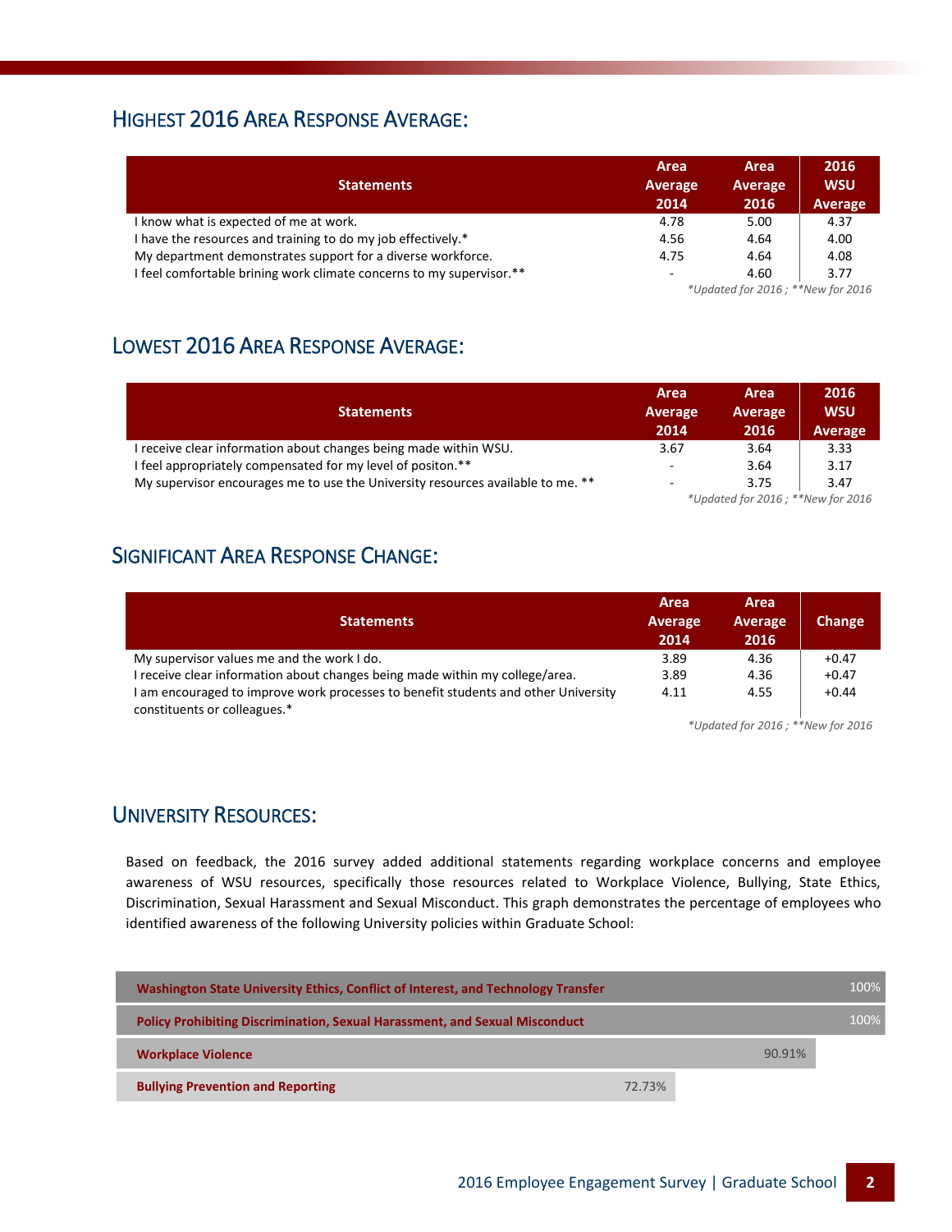## Highest 2016 Area Response Average:

| Statements | Area Average 2014 | Area Average 2016 | 2016 WSU Average |
|---|---|---|---|
| I know what is expected of me at work. | 4.78 | 5.00 | 4.37 |
| I have the resources and training to do my job effectively.* | 4.56 | 4.64 | 4.00 |
| My department demonstrates support for a diverse workforce. | 4.75 | 4.64 | 4.08 |
| I feel comfortable brining work climate concerns to my supervisor.** | - | 4.60 | 3.77 |

*\*Updated for 2016 ; \*\*New for 2016*

## Lowest 2016 Area Response Average:

| Statements | Area Average 2014 | Area Average 2016 | 2016 WSU Average |
|---|---|---|---|
| I receive clear information about changes being made within WSU. | 3.67 | 3.64 | 3.33 |
| I feel appropriately compensated for my level of positon.** | - | 3.64 | 3.17 |
| My supervisor encourages me to use the University resources available to me. ** | - | 3.75 | 3.47 |

*\*Updated for 2016 ; \*\*New for 2016*

## Significant Area Response Change:

| Statements | Area Average 2014 | Area Average 2016 | Change |
|---|---|---|---|
| My supervisor values me and the work I do. | 3.89 | 4.36 | +0.47 |
| I receive clear information about changes being made within my college/area. | 3.89 | 4.36 | +0.47 |
| I am encouraged to improve work processes to benefit students and other University constituents or colleagues.* | 4.11 | 4.55 | +0.44 |

*\*Updated for 2016 ; \*\*New for 2016*

## University Resources:

Based on feedback, the 2016 survey added additional statements regarding workplace concerns and employee awareness of WSU resources, specifically those resources related to Workplace Violence, Bullying, State Ethics, Discrimination, Sexual Harassment and Sexual Misconduct. This graph demonstrates the percentage of employees who identified awareness of the following University policies within Graduate School:

| Policy | Awareness |
|---|---|
| Washington State University Ethics, Conflict of Interest, and Technology Transfer | 100% |
| Policy Prohibiting Discrimination, Sexual Harassment, and Sexual Misconduct | 100% |
| Workplace Violence | 90.91% |
| Bullying Prevention and Reporting | 72.73% |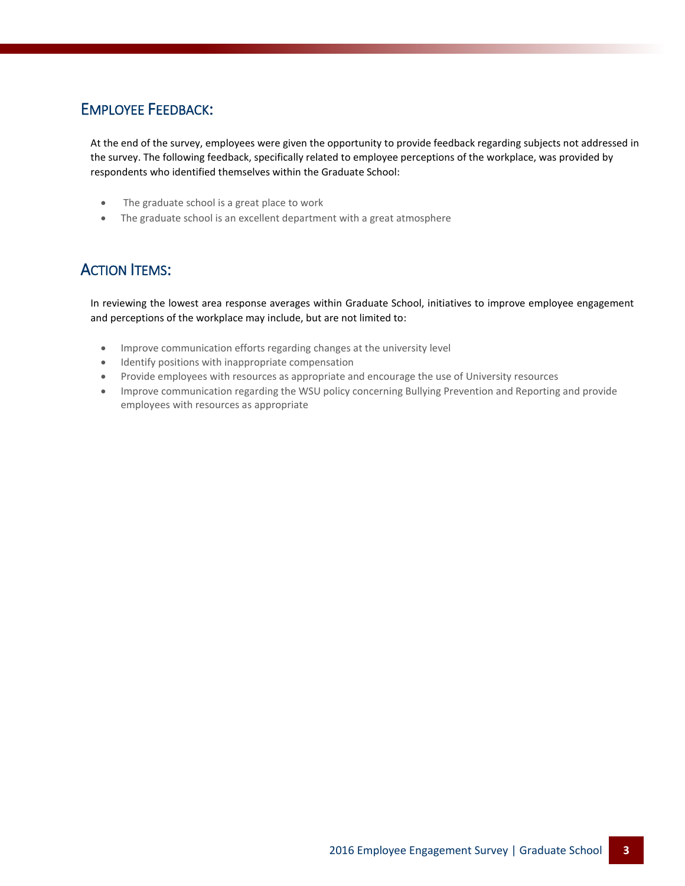## Employee Feedback:

At the end of the survey, employees were given the opportunity to provide feedback regarding subjects not addressed in the survey. The following feedback, specifically related to employee perceptions of the workplace, was provided by respondents who identified themselves within the Graduate School:

- The graduate school is a great place to work
- The graduate school is an excellent department with a great atmosphere

## Action Items:

In reviewing the lowest area response averages within Graduate School, initiatives to improve employee engagement and perceptions of the workplace may include, but are not limited to:

- Improve communication efforts regarding changes at the university level
- Identify positions with inappropriate compensation
- Provide employees with resources as appropriate and encourage the use of University resources
- Improve communication regarding the WSU policy concerning Bullying Prevention and Reporting and provide employees with resources as appropriate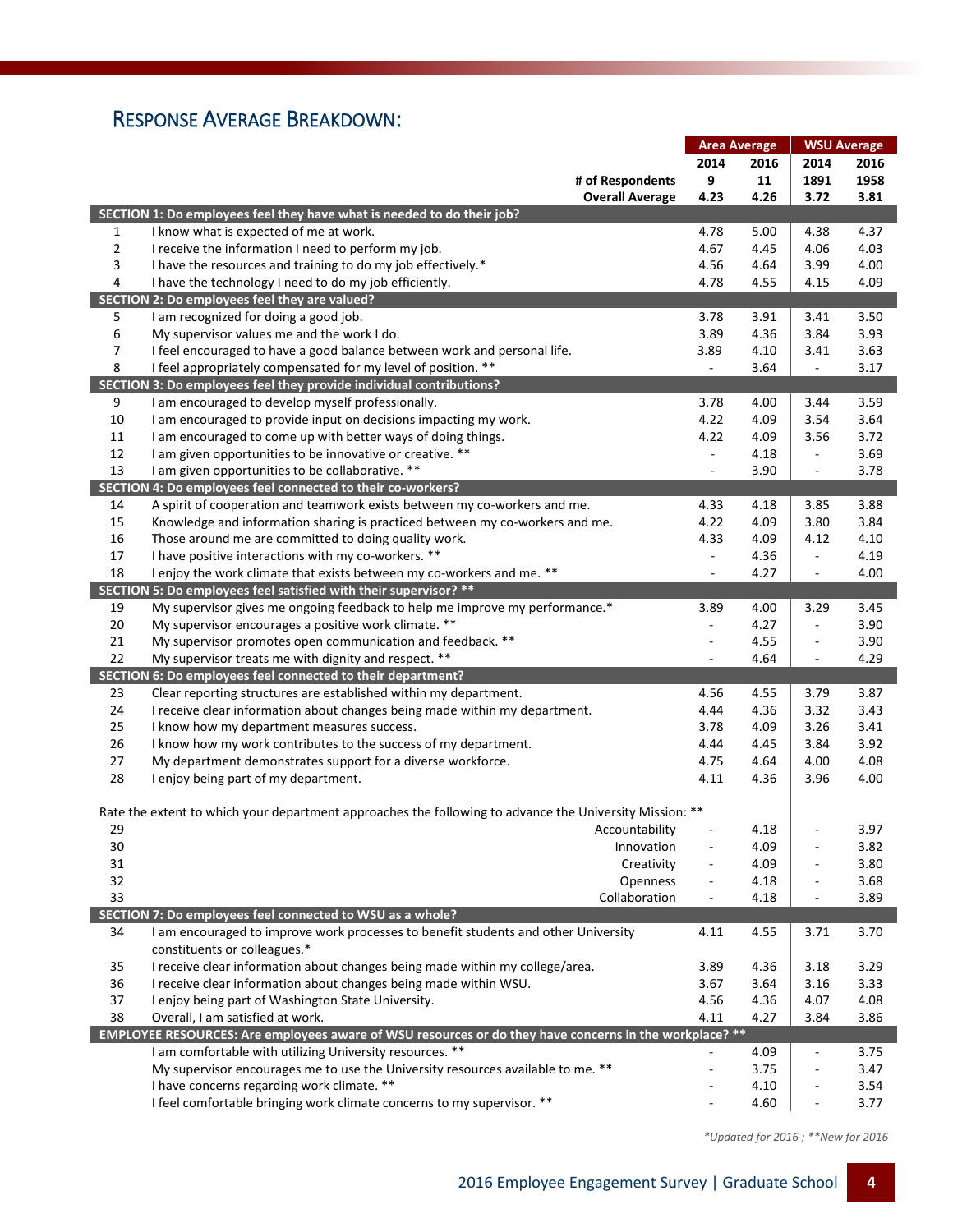## RESPONSE AVERAGE BREAKDOWN:

| | | Area Average | | WSU Average | |
|---|---|---|---|---|---|
| | | 2014 | 2016 | 2014 | 2016 |
| | # of Respondents | 9 | 11 | 1891 | 1958 |
| | Overall Average | 4.23 | 4.26 | 3.72 | 3.81 |
| **SECTION 1: Do employees feel they have what is needed to do their job?** | | | | | |
| 1 | I know what is expected of me at work. | 4.78 | 5.00 | 4.38 | 4.37 |
| 2 | I receive the information I need to perform my job. | 4.67 | 4.45 | 4.06 | 4.03 |
| 3 | I have the resources and training to do my job effectively.* | 4.56 | 4.64 | 3.99 | 4.00 |
| 4 | I have the technology I need to do my job efficiently. | 4.78 | 4.55 | 4.15 | 4.09 |
| **SECTION 2: Do employees feel they are valued?** | | | | | |
| 5 | I am recognized for doing a good job. | 3.78 | 3.91 | 3.41 | 3.50 |
| 6 | My supervisor values me and the work I do. | 3.89 | 4.36 | 3.84 | 3.93 |
| 7 | I feel encouraged to have a good balance between work and personal life. | 3.89 | 4.10 | 3.41 | 3.63 |
| 8 | I feel appropriately compensated for my level of position. ** | - | 3.64 | - | 3.17 |
| **SECTION 3: Do employees feel they provide individual contributions?** | | | | | |
| 9 | I am encouraged to develop myself professionally. | 3.78 | 4.00 | 3.44 | 3.59 |
| 10 | I am encouraged to provide input on decisions impacting my work. | 4.22 | 4.09 | 3.54 | 3.64 |
| 11 | I am encouraged to come up with better ways of doing things. | 4.22 | 4.09 | 3.56 | 3.72 |
| 12 | I am given opportunities to be innovative or creative. ** | - | 4.18 | - | 3.69 |
| 13 | I am given opportunities to be collaborative. ** | - | 3.90 | - | 3.78 |
| **SECTION 4: Do employees feel connected to their co-workers?** | | | | | |
| 14 | A spirit of cooperation and teamwork exists between my co-workers and me. | 4.33 | 4.18 | 3.85 | 3.88 |
| 15 | Knowledge and information sharing is practiced between my co-workers and me. | 4.22 | 4.09 | 3.80 | 3.84 |
| 16 | Those around me are committed to doing quality work. | 4.33 | 4.09 | 4.12 | 4.10 |
| 17 | I have positive interactions with my co-workers. ** | - | 4.36 | - | 4.19 |
| 18 | I enjoy the work climate that exists between my co-workers and me. ** | - | 4.27 | - | 4.00 |
| **SECTION 5: Do employees feel satisfied with their supervisor? ** ** | | | | | |
| 19 | My supervisor gives me ongoing feedback to help me improve my performance.* | 3.89 | 4.00 | 3.29 | 3.45 |
| 20 | My supervisor encourages a positive work climate. ** | - | 4.27 | - | 3.90 |
| 21 | My supervisor promotes open communication and feedback. ** | - | 4.55 | - | 3.90 |
| 22 | My supervisor treats me with dignity and respect. ** | - | 4.64 | - | 4.29 |
| **SECTION 6: Do employees feel connected to their department?** | | | | | |
| 23 | Clear reporting structures are established within my department. | 4.56 | 4.55 | 3.79 | 3.87 |
| 24 | I receive clear information about changes being made within my department. | 4.44 | 4.36 | 3.32 | 3.43 |
| 25 | I know how my department measures success. | 3.78 | 4.09 | 3.26 | 3.41 |
| 26 | I know how my work contributes to the success of my department. | 4.44 | 4.45 | 3.84 | 3.92 |
| 27 | My department demonstrates support for a diverse workforce. | 4.75 | 4.64 | 4.00 | 4.08 |
| 28 | I enjoy being part of my department. | 4.11 | 4.36 | 3.96 | 4.00 |
| Rate the extent to which your department approaches the following to advance the University Mission: ** | | | | | |
| 29 | Accountability | - | 4.18 | - | 3.97 |
| 30 | Innovation | - | 4.09 | - | 3.82 |
| 31 | Creativity | - | 4.09 | - | 3.80 |
| 32 | Openness | - | 4.18 | - | 3.68 |
| 33 | Collaboration | - | 4.18 | - | 3.89 |
| **SECTION 7: Do employees feel connected to WSU as a whole?** | | | | | |
| 34 | I am encouraged to improve work processes to benefit students and other University constituents or colleagues.* | 4.11 | 4.55 | 3.71 | 3.70 |
| 35 | I receive clear information about changes being made within my college/area. | 3.89 | 4.36 | 3.18 | 3.29 |
| 36 | I receive clear information about changes being made within WSU. | 3.67 | 3.64 | 3.16 | 3.33 |
| 37 | I enjoy being part of Washington State University. | 4.56 | 4.36 | 4.07 | 4.08 |
| 38 | Overall, I am satisfied at work. | 4.11 | 4.27 | 3.84 | 3.86 |
| **EMPLOYEE RESOURCES: Are employees aware of WSU resources or do they have concerns in the workplace? ** ** | | | | | |
| | I am comfortable with utilizing University resources. ** | - | 4.09 | - | 3.75 |
| | My supervisor encourages me to use the University resources available to me. ** | - | 3.75 | - | 3.47 |
| | I have concerns regarding work climate. ** | - | 4.10 | - | 3.54 |
| | I feel comfortable bringing work climate concerns to my supervisor. ** | - | 4.60 | - | 3.77 |

*\*Updated for 2016 ; \*\*New for 2016*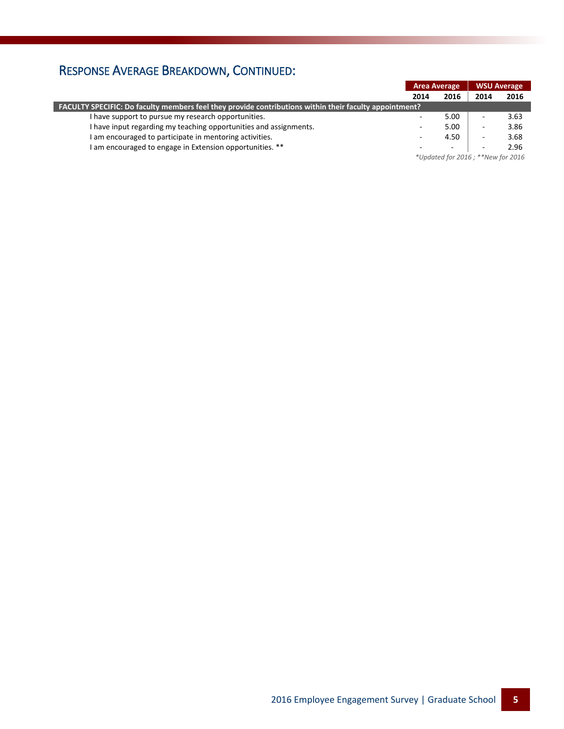## Response Average Breakdown, Continued:

| | Area Average | | WSU Average | |
|---|---|---|---|---|
| | 2014 | 2016 | 2014 | 2016 |
| **FACULTY SPECIFIC: Do faculty members feel they provide contributions within their faculty appointment?** | | | | |
| I have support to pursue my research opportunities. | - | 5.00 | - | 3.63 |
| I have input regarding my teaching opportunities and assignments. | - | 5.00 | - | 3.86 |
| I am encouraged to participate in mentoring activities. | - | 4.50 | - | 3.68 |
| I am encouraged to engage in Extension opportunities. ** | - | - | - | 2.96 |

*\*Updated for 2016 ; \*\*New for 2016*